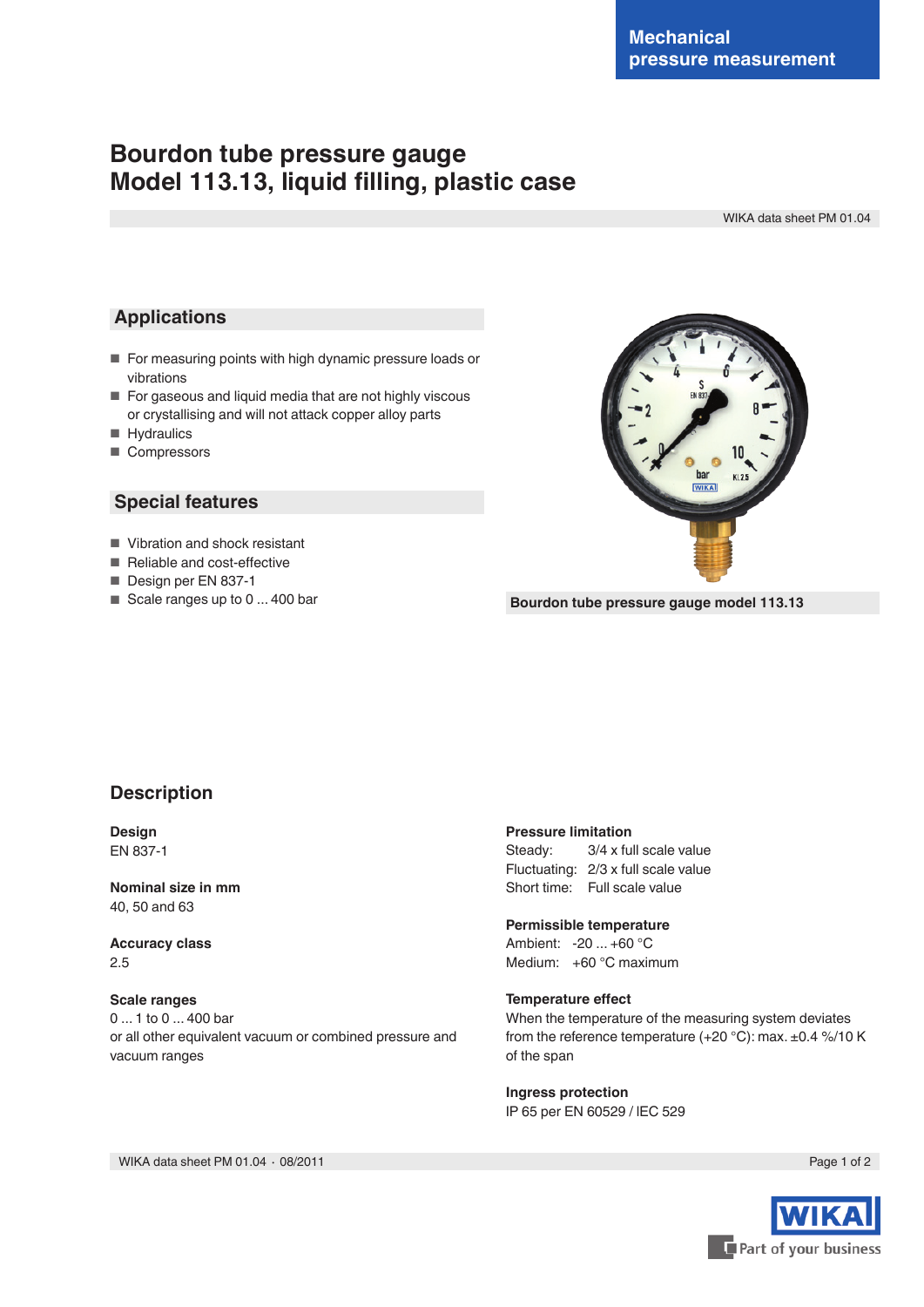Mechanical pressure measurement

# Bourdon tube pressure gauge
# Model 113.13, liquid filling, plastic case

WIKA data sheet PM 01.04

## Applications

- For measuring points with high dynamic pressure loads or vibrations
- For gaseous and liquid media that are not highly viscous or crystallising and will not attack copper alloy parts
- Hydraulics
- Compressors

## Special features

- Vibration and shock resistant
- Reliable and cost-effective
- Design per EN 837-1
- Scale ranges up to 0 ... 400 bar

Bourdon tube pressure gauge model 113.13

## Description

**Design**
EN 837-1

**Nominal size in mm**
40, 50 and 63

**Accuracy class**
2.5

**Scale ranges**
0 ... 1 to 0 ... 400 bar
or all other equivalent vacuum or combined pressure and vacuum ranges

**Pressure limitation**
Steady: 3/4 x full scale value
Fluctuating: 2/3 x full scale value
Short time: Full scale value

**Permissible temperature**
Ambient: -20 ... +60 °C
Medium: +60 °C maximum

**Temperature effect**
When the temperature of the measuring system deviates from the reference temperature (+20 °C): max. ±0.4 %/10 K of the span

**Ingress protection**
IP 65 per EN 60529 / lEC 529

WIKA data sheet PM 01.04 · 08/2011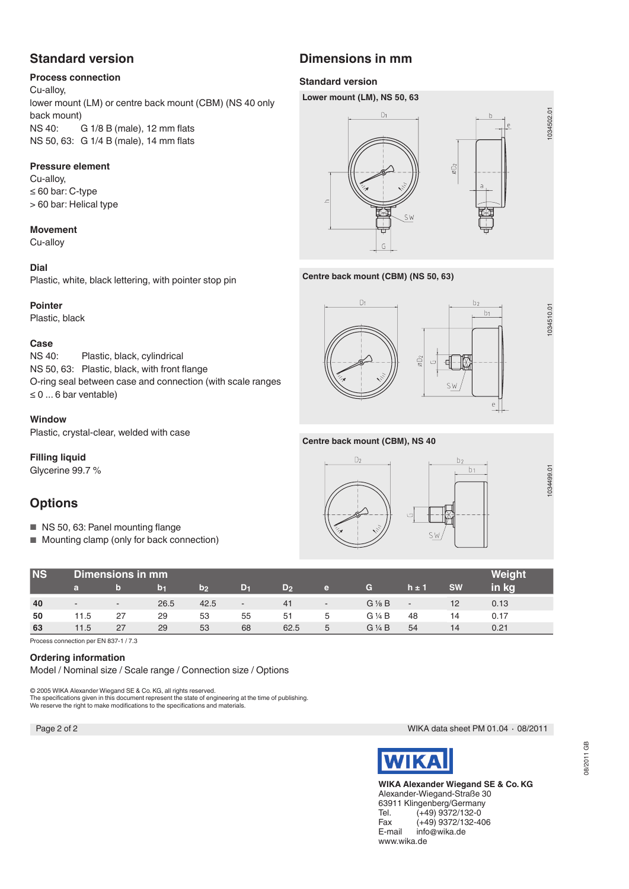## Standard version

### Process connection

Cu-alloy,
lower mount (LM) or centre back mount (CBM) (NS 40 only back mount)
NS 40: G 1/8 B (male), 12 mm flats
NS 50, 63: G 1/4 B (male), 14 mm flats

### Pressure element

Cu-alloy,
≤ 60 bar: C-type
> 60 bar: Helical type

### Movement

Cu-alloy

### Dial

Plastic, white, black lettering, with pointer stop pin

### Pointer

Plastic, black

### Case

NS 40: Plastic, black, cylindrical
NS 50, 63: Plastic, black, with front flange
O-ring seal between case and connection (with scale ranges ≤ 0 ... 6 bar ventable)

### Window

Plastic, crystal-clear, welded with case

### Filling liquid

Glycerine 99.7 %

## Options

- NS 50, 63: Panel mounting flange
- Mounting clamp (only for back connection)

## Dimensions in mm

### Standard version

**Lower mount (LM), NS 50, 63**

D1
b
e
øD2
a
h
SW
G

1034502.01

**Centre back mount (CBM) (NS 50, 63)**

D1
b2
b1
øD2
G
SW
e

1034510.01

**Centre back mount (CBM), NS 40**

D2
b2
b1
G
SW

1034499.01

| NS | Dimensions in mm | | | | | | | | | | Weight in kg |
|---|---|---|---|---|---|---|---|---|---|---|---|
| | a | b | $b_1$ | $b_2$ | $D_1$ | $D_2$ | e | G | h ± 1 | SW | |
| 40 | - | - | 26.5 | 42.5 | - | 41 | - | G ⅛ B | - | 12 | 0.13 |
| 50 | 11.5 | 27 | 29 | 53 | 55 | 51 | 5 | G ¼ B | 48 | 14 | 0.17 |
| 63 | 11.5 | 27 | 29 | 53 | 68 | 62.5 | 5 | G ¼ B | 54 | 14 | 0.21 |

Process connection per EN 837-1 / 7.3

### Ordering information

Model / Nominal size / Scale range / Connection size / Options

© 2005 WIKA Alexander Wiegand SE & Co. KG, all rights reserved.
The specifications given in this document represent the state of engineering at the time of publishing.
We reserve the right to make modifications to the specifications and materials.

WIKA data sheet PM 01.04 · 08/2011

**WIKA Alexander Wiegand SE & Co. KG**
Alexander-Wiegand-Straße 30
63911 Klingenberg/Germany
Tel. (+49) 9372/132-0
Fax (+49) 9372/132-406
E-mail info@wika.de
www.wika.de

08/2011 GB